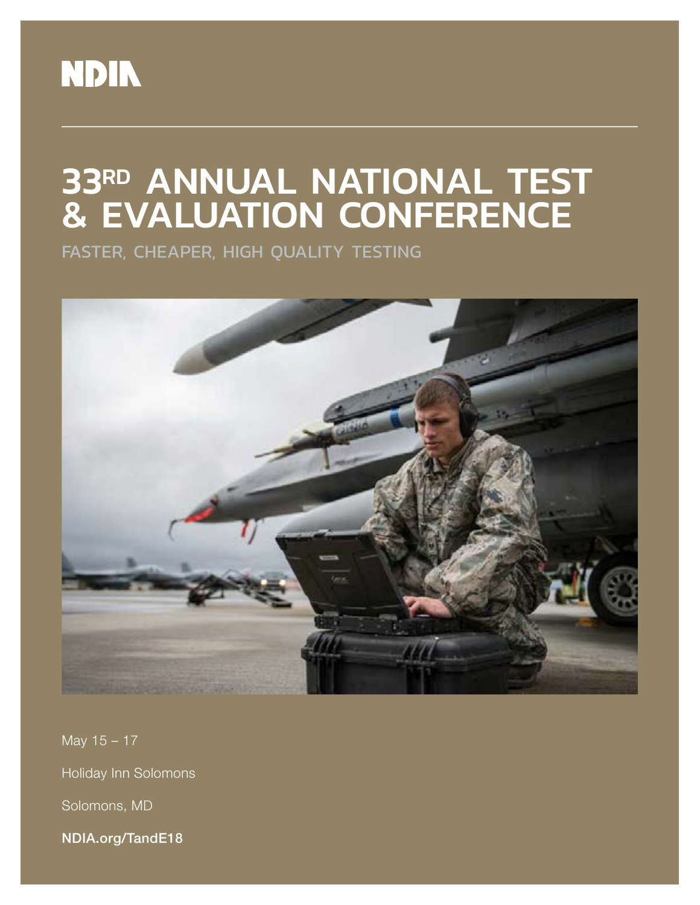NDIA

# 33RD ANNUAL NATIONAL TEST & EVALUATION CONFERENCE

## FASTER, CHEAPER, HIGH QUALITY TESTING

May 15 – 17

Holiday Inn Solomons

Solomons, MD

**NDIA.org/TandE18**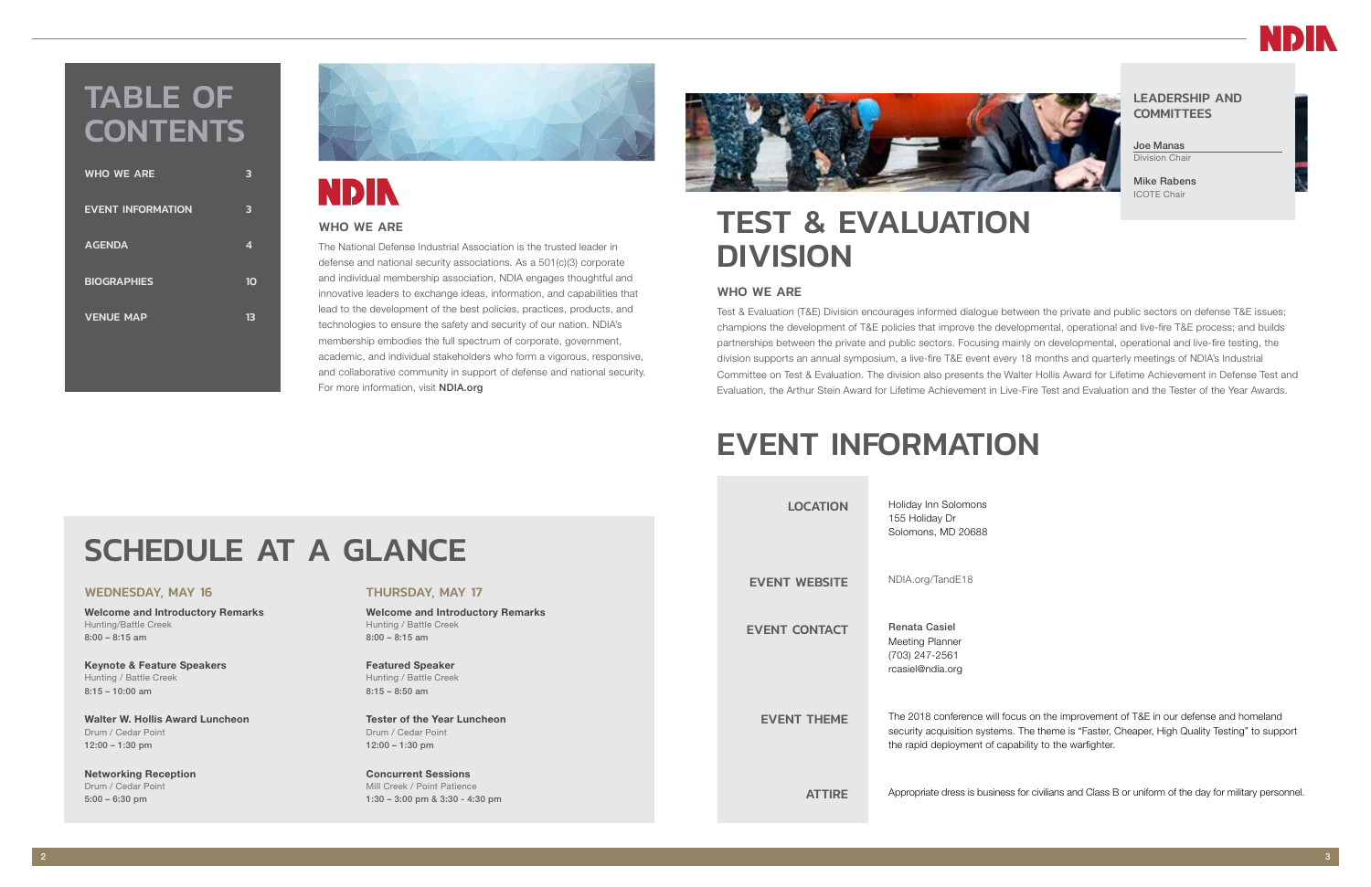# TABLE OF CONTENTS

| | |
|---|---|
| WHO WE ARE | 3 |
| EVENT INFORMATION | 3 |
| AGENDA | 4 |
| BIOGRAPHIES | 10 |
| VENUE MAP | 13 |

## WHO WE ARE

The National Defense Industrial Association is the trusted leader in defense and national security associations. As a 501(c)(3) corporate and individual membership association, NDIA engages thoughtful and innovative leaders to exchange ideas, information, and capabilities that lead to the development of the best policies, practices, products, and technologies to ensure the safety and security of our nation. NDIA's membership embodies the full spectrum of corporate, government, academic, and individual stakeholders who form a vigorous, responsive, and collaborative community in support of defense and national security. For more information, visit **NDIA.org**

# SCHEDULE AT A GLANCE

## WEDNESDAY, MAY 16

**Welcome and Introductory Remarks**
Hunting/Battle Creek
8:00 – 8:15 am

**Keynote & Feature Speakers**
Hunting / Battle Creek
8:15 – 10:00 am

**Walter W. Hollis Award Luncheon**
Drum / Cedar Point
12:00 – 1:30 pm

**Networking Reception**
Drum / Cedar Point
5:00 – 6:30 pm

## THURSDAY, MAY 17

**Welcome and Introductory Remarks**
Hunting / Battle Creek
8:00 – 8:15 am

**Featured Speaker**
Hunting / Battle Creek
8:15 – 8:50 am

**Tester of the Year Luncheon**
Drum / Cedar Point
12:00 – 1:30 pm

**Concurrent Sessions**
Mill Creek / Point Patience
1:30 – 3:00 pm & 3:30 - 4:30 pm

## LEADERSHIP AND COMMITTEES

**Joe Manas**
Division Chair

**Mike Rabens**
ICOTE Chair

# TEST & EVALUATION DIVISION

## WHO WE ARE

Test & Evaluation (T&E) Division encourages informed dialogue between the private and public sectors on defense T&E issues; champions the development of T&E policies that improve the developmental, operational and live-fire T&E process; and builds partnerships between the private and public sectors. Focusing mainly on developmental, operational and live-fire testing, the division supports an annual symposium, a live-fire T&E event every 18 months and quarterly meetings of NDIA's Industrial Committee on Test & Evaluation. The division also presents the Walter Hollis Award for Lifetime Achievement in Defense Test and Evaluation, the Arthur Stein Award for Lifetime Achievement in Live-Fire Test and Evaluation and the Tester of the Year Awards.

# EVENT INFORMATION

| | |
|---|---|
| **LOCATION** | Holiday Inn Solomons<br>155 Holiday Dr<br>Solomons, MD 20688 |
| **EVENT WEBSITE** | NDIA.org/TandE18 |
| **EVENT CONTACT** | Renata Casiel<br>Meeting Planner<br>(703) 247-2561<br>rcasiel@ndia.org |
| **EVENT THEME** | The 2018 conference will focus on the improvement of T&E in our defense and homeland security acquisition systems. The theme is "Faster, Cheaper, High Quality Testing" to support the rapid deployment of capability to the warfighter. |
| **ATTIRE** | Appropriate dress is business for civilians and Class B or uniform of the day for military personnel. |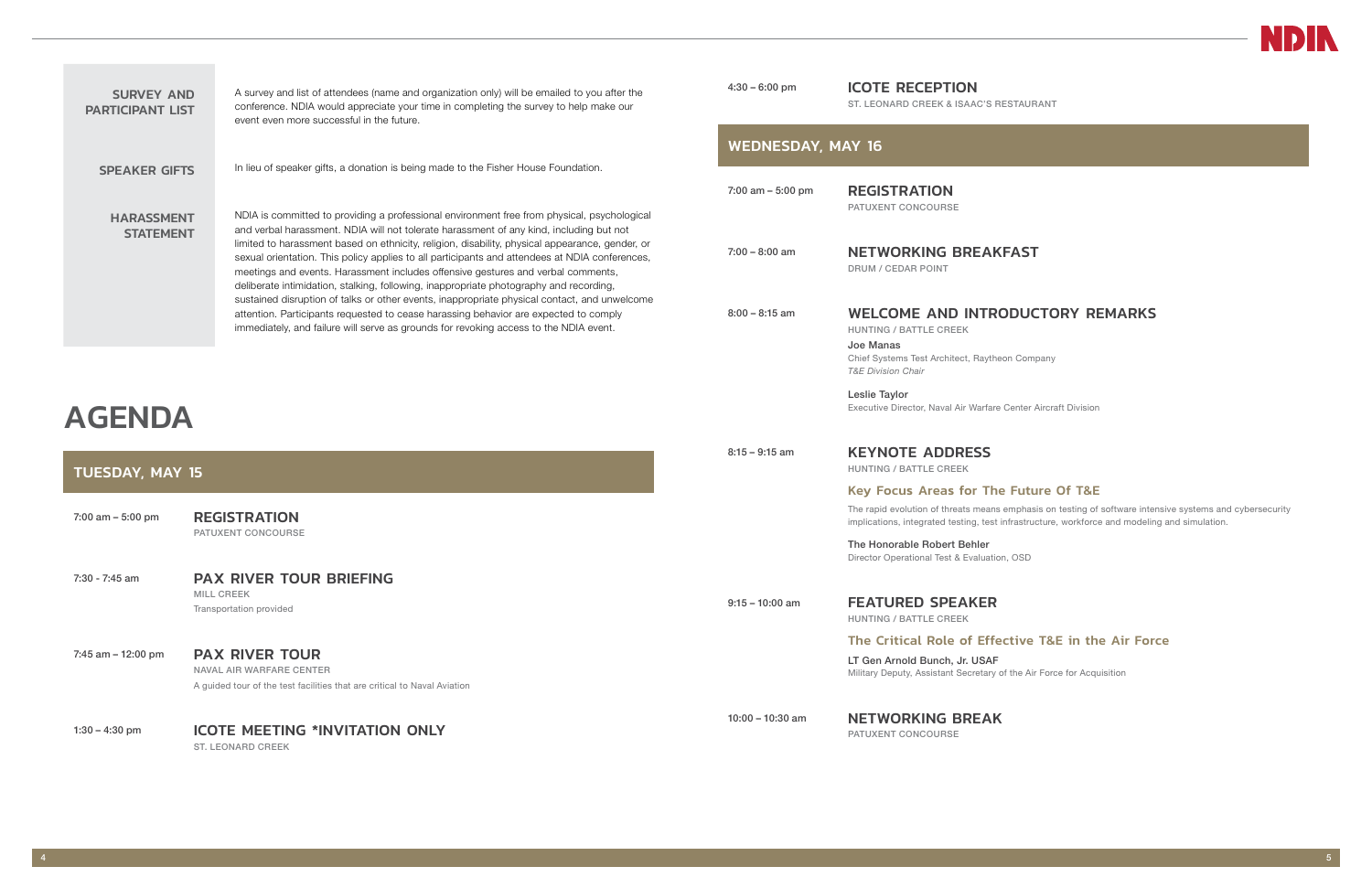**SURVEY AND PARTICIPANT LIST**

A survey and list of attendees (name and organization only) will be emailed to you after the conference. NDIA would appreciate your time in completing the survey to help make our event even more successful in the future.

**SPEAKER GIFTS**

In lieu of speaker gifts, a donation is being made to the Fisher House Foundation.

**HARASSMENT STATEMENT**

NDIA is committed to providing a professional environment free from physical, psychological and verbal harassment. NDIA will not tolerate harassment of any kind, including but not limited to harassment based on ethnicity, religion, disability, physical appearance, gender, or sexual orientation. This policy applies to all participants and attendees at NDIA conferences, meetings and events. Harassment includes offensive gestures and verbal comments, deliberate intimidation, stalking, following, inappropriate photography and recording, sustained disruption of talks or other events, inappropriate physical contact, and unwelcome attention. Participants requested to cease harassing behavior are expected to comply immediately, and failure will serve as grounds for revoking access to the NDIA event.

# AGENDA

## TUESDAY, MAY 15

7:00 am – 5:00 pm
### REGISTRATION
PATUXENT CONCOURSE

7:30 - 7:45 am
### PAX RIVER TOUR BRIEFING
MILL CREEK
Transportation provided

7:45 am – 12:00 pm
### PAX RIVER TOUR
NAVAL AIR WARFARE CENTER
A guided tour of the test facilities that are critical to Naval Aviation

1:30 – 4:30 pm
### ICOTE MEETING *INVITATION ONLY
ST. LEONARD CREEK

4:30 – 6:00 pm
### ICOTE RECEPTION
ST. LEONARD CREEK & ISAAC'S RESTAURANT

## WEDNESDAY, MAY 16

7:00 am – 5:00 pm
### REGISTRATION
PATUXENT CONCOURSE

7:00 – 8:00 am
### NETWORKING BREAKFAST
DRUM / CEDAR POINT

8:00 – 8:15 am
### WELCOME AND INTRODUCTORY REMARKS
HUNTING / BATTLE CREEK

**Joe Manas**
Chief Systems Test Architect, Raytheon Company
*T&E Division Chair*

**Leslie Taylor**
Executive Director, Naval Air Warfare Center Aircraft Division

8:15 – 9:15 am
### KEYNOTE ADDRESS
HUNTING / BATTLE CREEK

**Key Focus Areas for The Future Of T&E**

The rapid evolution of threats means emphasis on testing of software intensive systems and cybersecurity implications, integrated testing, test infrastructure, workforce and modeling and simulation.

**The Honorable Robert Behler**
Director Operational Test & Evaluation, OSD

9:15 – 10:00 am
### FEATURED SPEAKER
HUNTING / BATTLE CREEK

**The Critical Role of Effective T&E in the Air Force**

**LT Gen Arnold Bunch, Jr. USAF**
Military Deputy, Assistant Secretary of the Air Force for Acquisition

10:00 – 10:30 am
### NETWORKING BREAK
PATUXENT CONCOURSE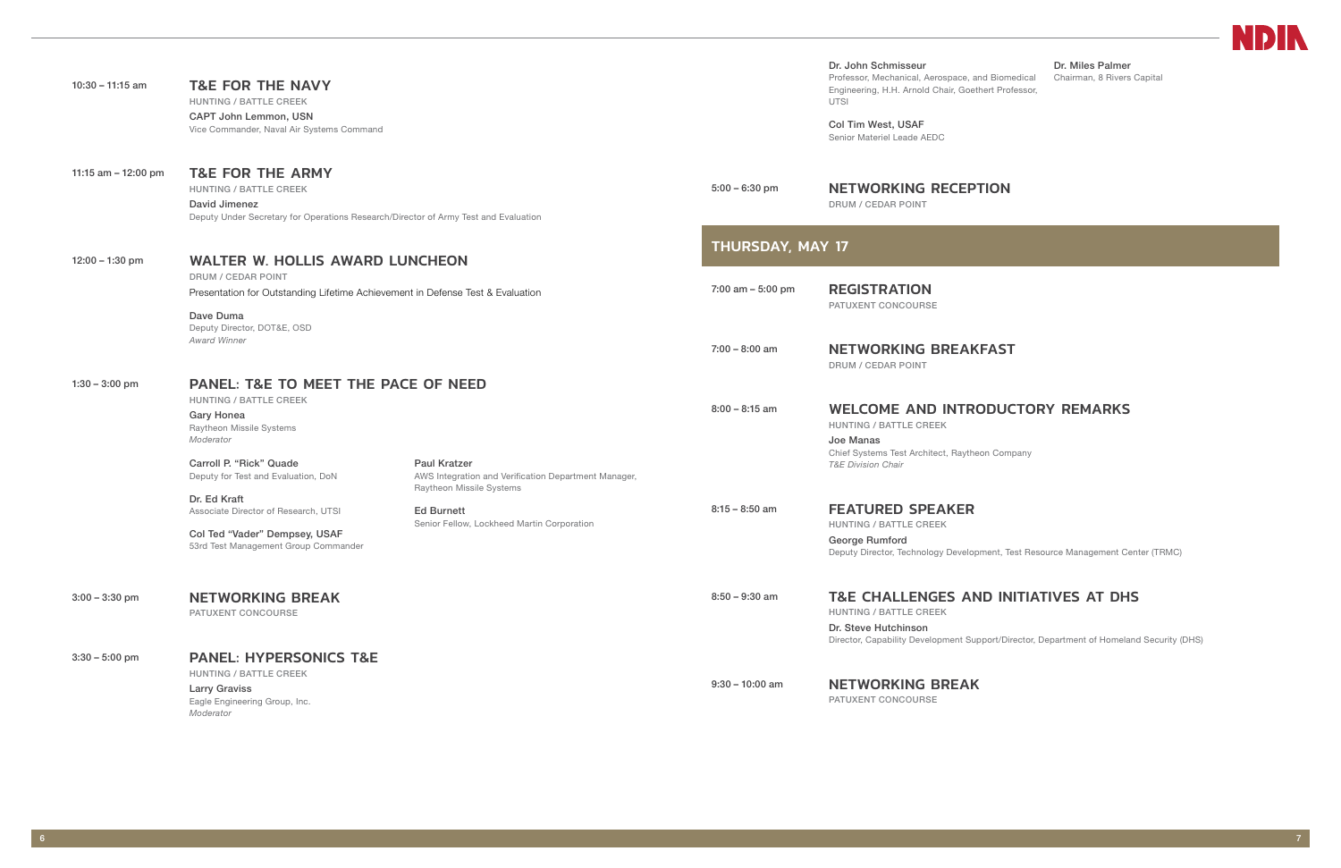**10:30 – 11:15 am**

### T&E FOR THE NAVY

HUNTING / BATTLE CREEK

**CAPT John Lemmon, USN**
Vice Commander, Naval Air Systems Command

**11:15 am – 12:00 pm**

### T&E FOR THE ARMY

HUNTING / BATTLE CREEK

**David Jimenez**
Deputy Under Secretary for Operations Research/Director of Army Test and Evaluation

**12:00 – 1:30 pm**

### WALTER W. HOLLIS AWARD LUNCHEON

DRUM / CEDAR POINT

Presentation for Outstanding Lifetime Achievement in Defense Test & Evaluation

**Dave Duma**
Deputy Director, DOT&E, OSD
*Award Winner*

**1:30 – 3:00 pm**

### PANEL: T&E TO MEET THE PACE OF NEED

HUNTING / BATTLE CREEK

**Gary Honea**
Raytheon Missile Systems
*Moderator*

**Carroll P. "Rick" Quade**
Deputy for Test and Evaluation, DoN

**Dr. Ed Kraft**
Associate Director of Research, UTSI

**Col Ted "Vader" Dempsey, USAF**
53rd Test Management Group Commander

**Paul Kratzer**
AWS Integration and Verification Department Manager, Raytheon Missile Systems

**Ed Burnett**
Senior Fellow, Lockheed Martin Corporation

**3:00 – 3:30 pm**

### NETWORKING BREAK

PATUXENT CONCOURSE

**3:30 – 5:00 pm**

### PANEL: HYPERSONICS T&E

HUNTING / BATTLE CREEK

**Larry Graviss**
Eagle Engineering Group, Inc.
*Moderator*

**Dr. John Schmisseur**
Professor, Mechanical, Aerospace, and Biomedical Engineering, H.H. Arnold Chair, Goethert Professor, UTSI

**Col Tim West, USAF**
Senior Materiel Leade AEDC

**Dr. Miles Palmer**
Chairman, 8 Rivers Capital

**5:00 – 6:30 pm**

### NETWORKING RECEPTION

DRUM / CEDAR POINT

## THURSDAY, MAY 17

**7:00 am – 5:00 pm**

### REGISTRATION

PATUXENT CONCOURSE

**7:00 – 8:00 am**

### NETWORKING BREAKFAST

DRUM / CEDAR POINT

**8:00 – 8:15 am**

### WELCOME AND INTRODUCTORY REMARKS

HUNTING / BATTLE CREEK

**Joe Manas**
Chief Systems Test Architect, Raytheon Company
*T&E Division Chair*

**8:15 – 8:50 am**

### FEATURED SPEAKER

HUNTING / BATTLE CREEK

**George Rumford**
Deputy Director, Technology Development, Test Resource Management Center (TRMC)

**8:50 – 9:30 am**

### T&E CHALLENGES AND INITIATIVES AT DHS

HUNTING / BATTLE CREEK

**Dr. Steve Hutchinson**
Director, Capability Development Support/Director, Department of Homeland Security (DHS)

**9:30 – 10:00 am**

### NETWORKING BREAK

PATUXENT CONCOURSE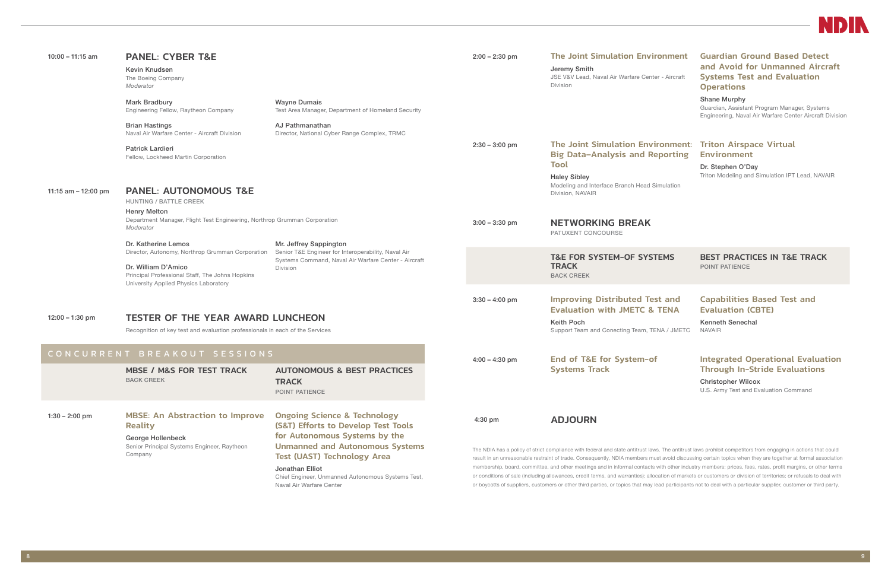**10:00 – 11:15 am**

## PANEL: CYBER T&E

**Kevin Knudsen**
The Boeing Company
*Moderator*

**Mark Bradbury**
Engineering Fellow, Raytheon Company

**Wayne Dumais**
Test Area Manager, Department of Homeland Security

**Brian Hastings**
Naval Air Warfare Center - Aircraft Division

**AJ Pathmanathan**
Director, National Cyber Range Complex, TRMC

**Patrick Lardieri**
Fellow, Lockheed Martin Corporation

**11:15 am – 12:00 pm**

## PANEL: AUTONOMOUS T&E

HUNTING / BATTLE CREEK

**Henry Melton**
Department Manager, Flight Test Engineering, Northrop Grumman Corporation
*Moderator*

**Dr. Katherine Lemos**
Director, Autonomy, Northrop Grumman Corporation

**Mr. Jeffrey Sappington**
Senior T&E Engineer for Interoperability, Naval Air Systems Command, Naval Air Warfare Center - Aircraft Division

**Dr. William D'Amico**
Principal Professional Staff, The Johns Hopkins University Applied Physics Laboratory

**12:00 – 1:30 pm**

## TESTER OF THE YEAR AWARD LUNCHEON

Recognition of key test and evaluation professionals in each of the Services

## CONCURRENT BREAKOUT SESSIONS

| | MBSE / M&S FOR TEST TRACK (BACK CREEK) | AUTONOMOUS & BEST PRACTICES TRACK (POINT PATIENCE) |
|---|---|---|
| 1:30 – 2:00 pm | **MBSE: An Abstraction to Improve Reality** — George Hollenbeck, Senior Principal Systems Engineer, Raytheon Company | **Ongoing Science & Technology (S&T) Efforts to Develop Test Tools for Autonomous Systems by the Unmanned and Autonomous Systems Test (UAST) Technology Area** — Jonathan Elliot, Chief Engineer, Unmanned Autonomous Systems Test, Naval Air Warfare Center |
| 2:00 – 2:30 pm | **The Joint Simulation Environment** — Jeremy Smith, JSE V&V Lead, Naval Air Warfare Center - Aircraft Division | **Guardian Ground Based Detect and Avoid for Unmanned Aircraft Systems Test and Evaluation Operations** — Shane Murphy, Guardian, Assistant Program Manager, Systems Engineering, Naval Air Warfare Center Aircraft Division |
| 2:30 – 3:00 pm | **The Joint Simulation Environment: Big Data–Analysis and Reporting Tool** — Haley Sibley, Modeling and Interface Branch Head Simulation Division, NAVAIR | **Triton Airspace Virtual Environment** — Dr. Stephen O'Day, Triton Modeling and Simulation IPT Lead, NAVAIR |

**3:00 – 3:30 pm**

## NETWORKING BREAK

PATUXENT CONCOURSE

| | T&E FOR SYSTEM-OF SYSTEMS TRACK (BACK CREEK) | BEST PRACTICES IN T&E TRACK (POINT PATIENCE) |
|---|---|---|
| 3:30 – 4:00 pm | **Improving Distributed Test and Evaluation with JMETC & TENA** — Keith Poch, Support Team and Conecting Team, TENA / JMETC | **Capabilities Based Test and Evaluation (CBTE)** — Kenneth Senechal, NAVAIR |
| 4:00 – 4:30 pm | **End of T&E for System-of Systems Track** | **Integrated Operational Evaluation Through In-Stride Evaluations** — Christopher Wilcox, U.S. Army Test and Evaluation Command |

**4:30 pm**

## ADJOURN

The NDIA has a policy of strict compliance with federal and state antitrust laws. The antitrust laws prohibit competitors from engaging in actions that could result in an unreasonable restraint of trade. Consequently, NDIA members must avoid discussing certain topics when they are together at formal association membership, board, committee, and other meetings and in informal contacts with other industry members: prices, fees, rates, profit margins, or other terms or conditions of sale (including allowances, credit terms, and warranties); allocation of markets or customers or division of territories; or refusals to deal with or boycotts of suppliers, customers or other third parties, or topics that may lead participants not to deal with a particular supplier, customer or third party.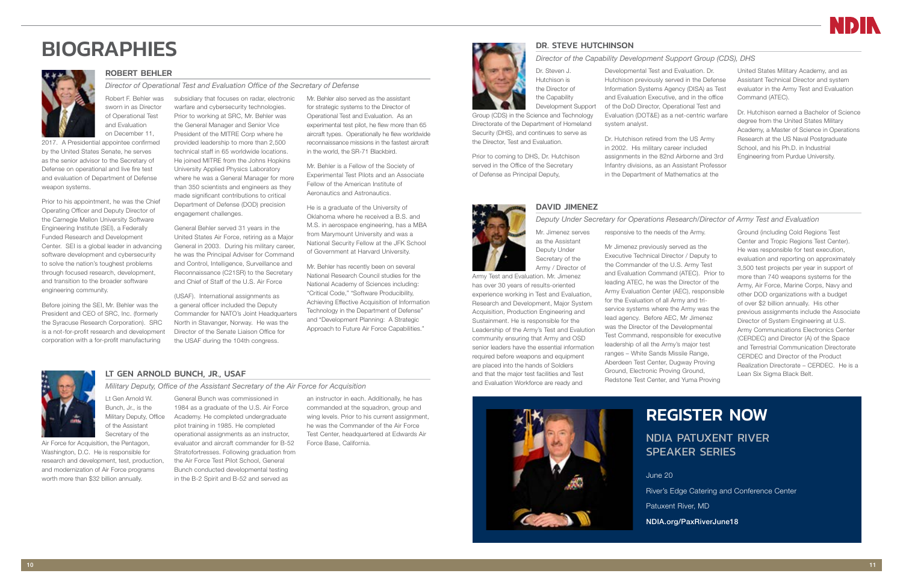# BIOGRAPHIES

## ROBERT BEHLER

*Director of Operational Test and Evaluation Office of the Secretary of Defense*

Robert F. Behler was sworn in as Director of Operational Test and Evaluation on December 11, 2017. A Presidential appointee confirmed by the United States Senate, he serves as the senior advisor to the Secretary of Defense on operational and live fire test and evaluation of Department of Defense weapon systems.

Prior to his appointment, he was the Chief Operating Officer and Deputy Director of the Carnegie Mellon University Software Engineering Institute (SEI), a Federally Funded Research and Development Center. SEI is a global leader in advancing software development and cybersecurity to solve the nation's toughest problems through focused research, development, and transition to the broader software engineering community.

Before joining the SEI, Mr. Behler was the President and CEO of SRC, Inc. (formerly the Syracuse Research Corporation). SRC is a not-for-profit research and development corporation with a for-profit manufacturing subsidiary that focuses on radar, electronic warfare and cybersecurity technologies. Prior to working at SRC, Mr. Behler was the General Manager and Senior Vice President of the MITRE Corp where he provided leadership to more than 2,500 technical staff in 65 worldwide locations. He joined MITRE from the Johns Hopkins University Applied Physics Laboratory where he was a General Manager for more than 350 scientists and engineers as they made significant contributions to critical Department of Defense (DOD) precision engagement challenges.

General Behler served 31 years in the United States Air Force, retiring as a Major General in 2003. During his military career, he was the Principal Adviser for Command and Control, Intelligence, Surveillance and Reconnaissance (C2ISR) to the Secretary and Chief of Staff of the U.S. Air Force (USAF). International assignments as a general officer included the Deputy Commander for NATO's Joint Headquarters North in Stavanger, Norway. He was the Director of the Senate Liaison Office for the USAF during the 104th congress.

Mr. Behler also served as the assistant for strategic systems to the Director of Operational Test and Evaluation. As an experimental test pilot, he flew more than 65 aircraft types. Operationally he flew worldwide reconnaissance missions in the fastest aircraft in the world, the SR-71 Blackbird.

Mr. Behler is a Fellow of the Society of Experimental Test Pilots and an Associate Fellow of the American Institute of Aeronautics and Astronautics.

He is a graduate of the University of Oklahoma where he received a B.S. and M.S. in aerospace engineering, has a MBA from Marymount University and was a National Security Fellow at the JFK School of Government at Harvard University.

Mr. Behler has recently been on several National Research Council studies for the National Academy of Sciences including: "Critical Code," "Software Producibility, Achieving Effective Acquisition of Information Technology in the Department of Defense" and "Development Planning: A Strategic Approach to Future Air Force Capabilities."

## LT GEN ARNOLD BUNCH, JR., USAF

*Military Deputy, Office of the Assistant Secretary of the Air Force for Acquisition*

Lt Gen Arnold W. Bunch, Jr., is the Military Deputy, Office of the Assistant Secretary of the Air Force for Acquisition, the Pentagon, Washington, D.C. He is responsible for research and development, test, production, and modernization of Air Force programs worth more than $32 billion annually.

General Bunch was commissioned in 1984 as a graduate of the U.S. Air Force Academy. He completed undergraduate pilot training in 1985. He completed operational assignments as an instructor, evaluator and aircraft commander for B-52 Stratofortresses. Following graduation from the Air Force Test Pilot School, General Bunch conducted developmental testing in the B-2 Spirit and B-52 and served as an instructor in each. Additionally, he has commanded at the squadron, group and wing levels. Prior to his current assignment, he was the Commander of the Air Force Test Center, headquartered at Edwards Air Force Base, California.

## DR. STEVE HUTCHINSON

*Director of the Capability Development Support Group (CDS), DHS*

Dr. Steven J. Hutchison is the Director of the Capability Development Support Group (CDS) in the Science and Technology Directorate of the Department of Homeland Security (DHS), and continues to serve as the Director, Test and Evaluation.

Prior to coming to DHS, Dr. Hutchison served in the Office of the Secretary of Defense as Principal Deputy, Developmental Test and Evaluation. Dr. Hutchison previously served in the Defense Information Systems Agency (DISA) as Test and Evaluation Executive, and in the office of the DoD Director, Operational Test and Evaluation (DOT&E) as a net-centric warfare system analyst.

Dr. Hutchison retired from the US Army in 2002. His military career included assignments in the 82nd Airborne and 3rd Infantry divisions, as an Assistant Professor in the Department of Mathematics at the United States Military Academy, and as Assistant Technical Director and system evaluator in the Army Test and Evaluation Command (ATEC).

Dr. Hutchison earned a Bachelor of Science degree from the United States Military Academy, a Master of Science in Operations Research at the US Naval Postgraduate School, and his Ph.D. in Industrial Engineering from Purdue University.

## DAVID JIMENEZ

*Deputy Under Secretary for Operations Research/Director of Army Test and Evaluation*

Mr. Jimenez serves as the Assistant Deputy Under Secretary of the Army / Director of Army Test and Evaluation. Mr. Jimenez has over 30 years of results-oriented experience working in Test and Evaluation, Research and Development, Major System Acquisition, Production Engineering and Sustainment. He is responsible for the Leadership of the Army's Test and Evalution community ensuring that Army and OSD senior leaders have the essential information required before weapons and equipment are placed into the hands of Soldiers and that the major test facilities and Test and Evaluation Workforce are ready and responsive to the needs of the Army.

Mr Jimenez previously served as the Executive Technical Director / Deputy to the Commander of the U.S. Army Test and Evaluation Command (ATEC). Prior to leading ATEC, he was the Director of the Army Evaluation Center (AEC), responsible for the Evaluation of all Army and tri-service systems where the Army was the lead agency. Before AEC, Mr Jimenez was the Director of the Developmental Test Command, responsible for executive leadership of all the Army's major test ranges – White Sands Missile Range, Aberdeen Test Center, Dugway Proving Ground, Electronic Proving Ground, Redstone Test Center, and Yuma Proving Ground (including Cold Regions Test Center and Tropic Regions Test Center). He was responsible for test execution, evaluation and reporting on approximately 3,500 test projects per year in support of more than 740 weapons systems for the Army, Air Force, Marine Corps, Navy and other DOD organizations with a budget of over $2 billion annually. His other previous assignments include the Associate Director of System Engineering at U.S. Army Communications Electronics Center (CERDEC) and Director (A) of the Space and Terrestrial Communication Directorate CERDEC and Director of the Product Realization Directorate – CERDEC. He is a Lean Six Sigma Black Belt.

## REGISTER NOW

### NDIA PATUXENT RIVER SPEAKER SERIES

June 20

River's Edge Catering and Conference Center

Patuxent River, MD

**NDIA.org/PaxRiverJune18**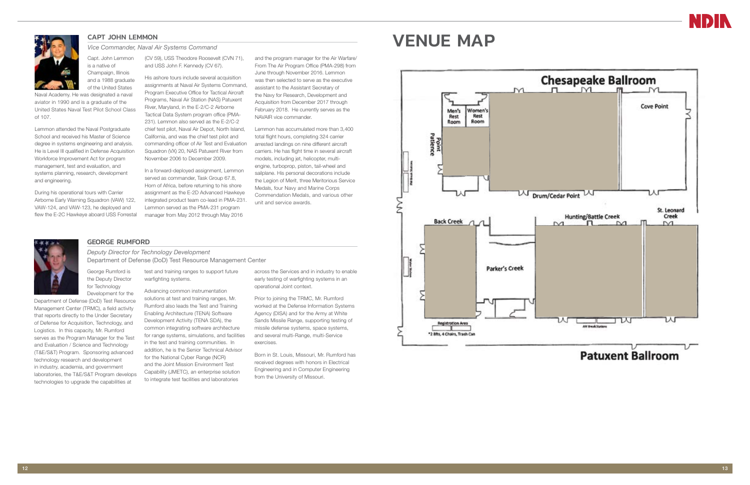## CAPT JOHN LEMMON

*Vice Commander, Naval Air Systems Command*

Capt. John Lemmon is a native of Champaign, Illinois and a 1988 graduate of the United States Naval Academy. He was designated a naval aviator in 1990 and is a graduate of the United States Naval Test Pilot School Class of 107.

Lemmon attended the Naval Postgraduate School and received his Master of Science degree in systems engineering and analysis. He is Level III qualified in Defense Acquisition Workforce Improvement Act for program management, test and evaluation, and systems planning, research, development and engineering.

During his operational tours with Carrier Airborne Early Warning Squadron (VAW) 122, VAW-124, and VAW-123, he deployed and flew the E-2C Hawkeye aboard USS Forrestal (CV 59), USS Theodore Roosevelt (CVN 71), and USS John F. Kennedy (CV 67).

His ashore tours include several acquisition assignments at Naval Air Systems Command, Program Executive Office for Tactical Aircraft Programs, Naval Air Station (NAS) Patuxent River, Maryland, in the E-2/C-2 Airborne Tactical Data System program office (PMA-231). Lemmon also served as the E-2/C-2 chief test pilot, Naval Air Depot, North Island, California, and was the chief test pilot and commanding officer of Air Test and Evaluation Squadron (VX) 20, NAS Patuxent River from November 2006 to December 2009.

In a forward-deployed assignment, Lemmon served as commander, Task Group 67.8, Horn of Africa, before returning to his shore assignment as the E-2D Advanced Hawkeye integrated product team co-lead in PMA-231. Lemmon served as the PMA-231 program manager from May 2012 through May 2016 and the program manager for the Air Warfare/From The Air Program Office (PMA-298) from June through November 2016. Lemmon was then selected to serve as the executive assistant to the Assistant Secretary of the Navy for Research, Development and Acquisition from December 2017 through February 2018. He currently serves as the NAVAIR vice commander.

Lemmon has accumulated more than 3,400 total flight hours, completing 324 carrier arrested landings on nine different aircraft carriers. He has flight time in several aircraft models, including jet, helicopter, multi-engine, turboprop, piston, tail-wheel and sailplane. His personal decorations include the Legion of Merit, three Meritorious Service Medals, four Navy and Marine Corps Commendation Medals, and various other unit and service awards.

## GEORGE RUMFORD

*Deputy Director for Technology Development*

Department of Defense (DoD) Test Resource Management Center

George Rumford is the Deputy Director for Technology Development for the Department of Defense (DoD) Test Resource Management Center (TRMC), a field activity that reports directly to the Under Secretary of Defense for Acquisition, Technology, and Logistics. In this capacity, Mr. Rumford serves as the Program Manager for the Test and Evaluation / Science and Technology (T&E/S&T) Program. Sponsoring advanced technology research and development in industry, academia, and government laboratories, the T&E/S&T Program develops technologies to upgrade the capabilities at test and training ranges to support future warfighting systems.

Advancing common instrumentation solutions at test and training ranges, Mr. Rumford also leads the Test and Training Enabling Architecture (TENA) Software Development Activity (TENA SDA), the common integrating software architecture for range systems, simulations, and facilities in the test and training communities. In addition, he is the Senior Technical Advisor for the National Cyber Range (NCR) and the Joint Mission Environment Test Capability (JMETC), an enterprise solution to integrate test facilities and laboratories across the Services and in industry to enable early testing of warfighting systems in an operational Joint context.

Prior to joining the TRMC, Mr. Rumford worked at the Defense Information Systems Agency (DISA) and for the Army at White Sands Missile Range, supporting testing of missile defense systems, space systems, and several multi-Range, multi-Service exercises.

Born in St. Louis, Missouri, Mr. Rumford has received degrees with honors in Electrical Engineering and in Computer Engineering from the University of Missouri.

# VENUE MAP

Chesapeake Ballroom

Cove Point

Men's Rest Room

Women's Rest Room

Point Patience

PM Break Stations

Drum/Cedar Point

Back Creek

Hunting/Battle Creek

St. Leonard Creek

Parker's Creek

Water Stations

Registration Area

*2 8fts, 4 Chairs, Trash Can

AM Break Stations

Patuxent Ballroom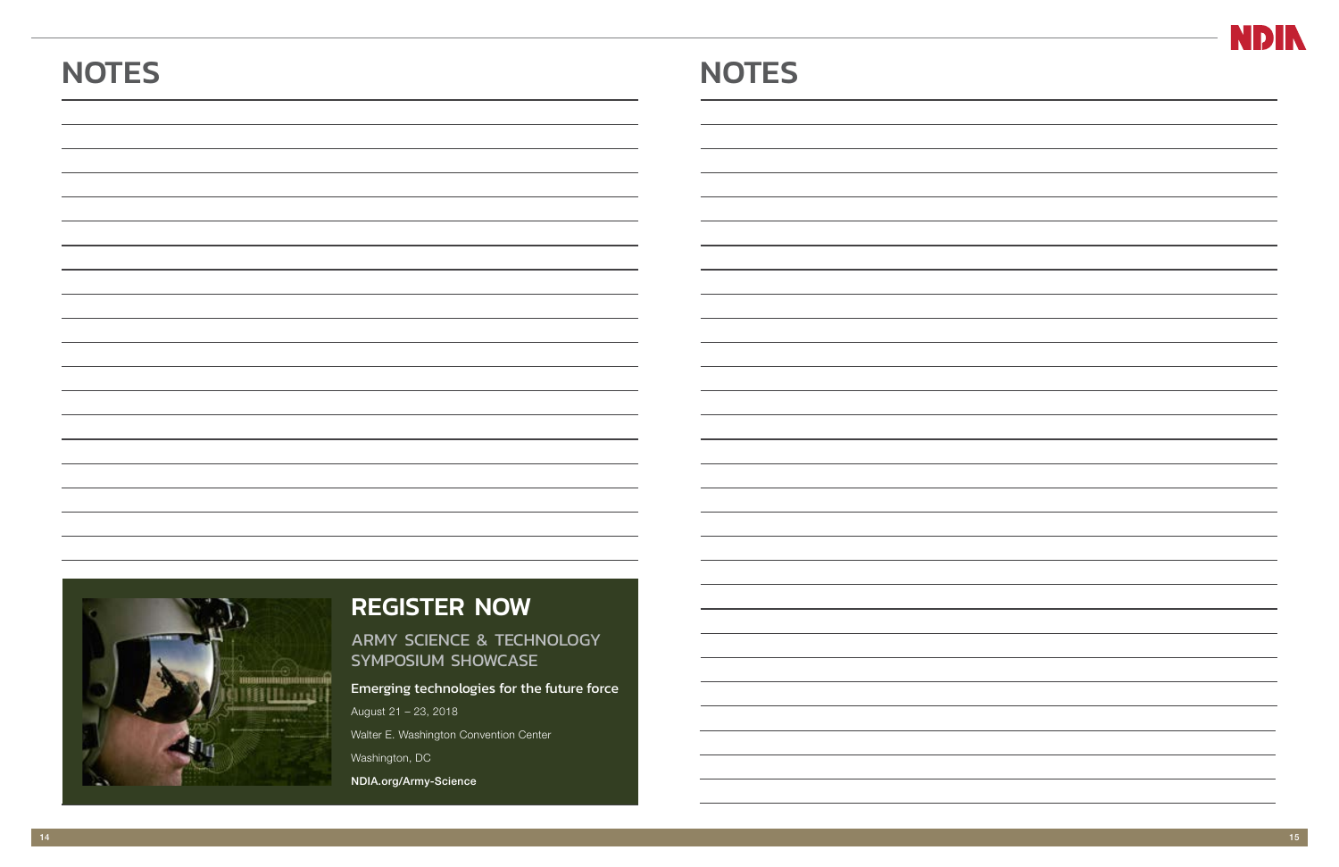## NOTES

## REGISTER NOW

ARMY SCIENCE & TECHNOLOGY SYMPOSIUM SHOWCASE

**Emerging technologies for the future force**

August 21 – 23, 2018

Walter E. Washington Convention Center

Washington, DC

**NDIA.org/Army-Science**

## NOTES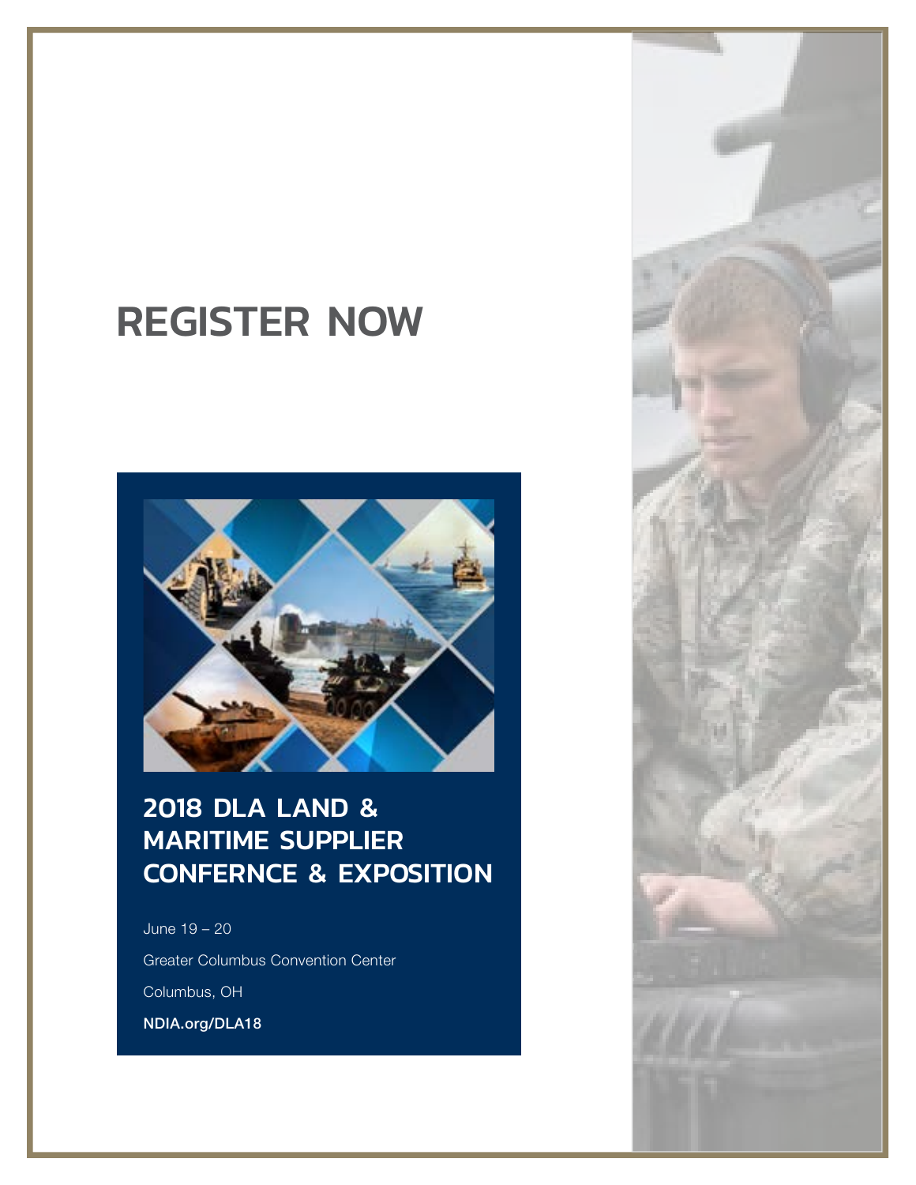# REGISTER NOW

## 2018 DLA LAND & MARITIME SUPPLIER CONFERNCE & EXPOSITION

June 19 – 20

Greater Columbus Convention Center

Columbus, OH

**NDIA.org/DLA18**